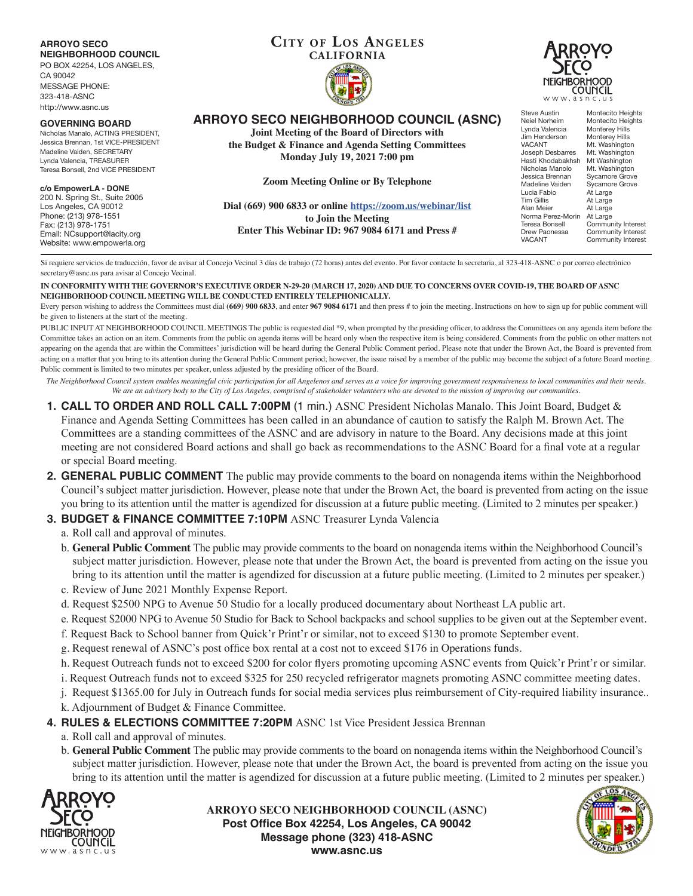**ARROYO SECO NEIGHBORHOOD COUNCIL**
PO BOX 42254, LOS ANGELES, CA 90042
MESSAGE PHONE: 323-418-ASNC
http://www.asnc.us

**GOVERNING BOARD**
Nicholas Manalo, ACTING PRESIDENT,
Jessica Brennan, 1st VICE-PRESIDENT
Madeline Vaiden, SECRETARY
Lynda Valencia, TREASURER
Teresa Bonsell, 2nd VICE PRESIDENT

**c/o EmpowerLA - DONE**
200 N. Spring St., Suite 2005
Los Angeles, CA 90012
Phone: (213) 978-1551
Fax: (213) 978-1751
Email: NCsupport@lacity.org
Website: www.empowerla.org

**CITY OF LOS ANGELES**
**CALIFORNIA**

# ARROYO SECO NEIGHBORHOOD COUNCIL (ASNC)

**Joint Meeting of the Board of Directors with the Budget & Finance and Agenda Setting Committees**
**Monday July 19, 2021 7:00 pm**

**Zoom Meeting Online or By Telephone**

**Dial (669) 900 6833 or online https://zoom.us/webinar/list to Join the Meeting**
**Enter This Webinar ID: 967 9084 6171 and Press #**

| | |
|---|---|
| Steve Austin | Montecito Heights |
| Neiel Norheim | Montecito Heights |
| Lynda Valencia | Monterey Hills |
| Jim Henderson | Monterey Hills |
| VACANT | Mt. Washington |
| Joseph Desbarres | Mt. Washington |
| Hasti Khodabakhsh | Mt Washington |
| Nicholas Manolo | Mt. Washington |
| Jessica Brennan | Sycamore Grove |
| Madeline Vaiden | Sycamore Grove |
| Lucia Fabio | At Large |
| Tim Gillis | At Large |
| Alan Meier | At Large |
| Norma Perez-Morin | At Large |
| Teresa Bonsell | Community Interest |
| Drew Paonessa | Community Interest |
| VACANT | Community Interest |

Si requiere servicios de traducción, favor de avisar al Concejo Vecinal 3 días de trabajo (72 horas) antes del evento. Por favor contacte la secretaria, al 323-418-ASNC o por correo electrónico secretary@asnc.us para avisar al Concejo Vecinal.

**IN CONFORMITY WITH THE GOVERNOR'S EXECUTIVE ORDER N-29-20 (MARCH 17, 2020) AND DUE TO CONCERNS OVER COVID-19, THE BOARD OF ASNC NEIGHBORHOOD COUNCIL MEETING WILL BE CONDUCTED ENTIRELY TELEPHONICALLY.**

Every person wishing to address the Committees must dial **(669) 900 6833**, and enter **967 9084 6171** and then press # to join the meeting. Instructions on how to sign up for public comment will be given to listeners at the start of the meeting.

PUBLIC INPUT AT NEIGHBORHOOD COUNCIL MEETINGS The public is requested dial *9, when prompted by the presiding officer, to address the Committees on any agenda item before the Committee takes an action on an item. Comments from the public on agenda items will be heard only when the respective item is being considered. Comments from the public on other matters not appearing on the agenda that are within the Committees' jurisdiction will be heard during the General Public Comment period. Please note that under the Brown Act, the Board is prevented from acting on a matter that you bring to its attention during the General Public Comment period; however, the issue raised by a member of the public may become the subject of a future Board meeting. Public comment is limited to two minutes per speaker, unless adjusted by the presiding officer of the Board.

*The Neighborhood Council system enables meaningful civic participation for all Angelenos and serves as a voice for improving government responsiveness to local communities and their needs. We are an advisory body to the City of Los Angeles, comprised of stakeholder volunteers who are devoted to the mission of improving our communities.*

1. **CALL TO ORDER AND ROLL CALL 7:00PM** (1 min.) ASNC President Nicholas Manalo. This Joint Board, Budget & Finance and Agenda Setting Committees has been called in an abundance of caution to satisfy the Ralph M. Brown Act. The Committees are a standing committees of the ASNC and are advisory in nature to the Board. Any decisions made at this joint meeting are not considered Board actions and shall go back as recommendations to the ASNC Board for a final vote at a regular or special Board meeting.
2. **GENERAL PUBLIC COMMENT** The public may provide comments to the board on nonagenda items within the Neighborhood Council's subject matter jurisdiction. However, please note that under the Brown Act, the board is prevented from acting on the issue you bring to its attention until the matter is agendized for discussion at a future public meeting. (Limited to 2 minutes per speaker.)
3. **BUDGET & FINANCE COMMITTEE 7:10PM** ASNC Treasurer Lynda Valencia
   a. Roll call and approval of minutes.
   b. **General Public Comment** The public may provide comments to the board on nonagenda items within the Neighborhood Council's subject matter jurisdiction. However, please note that under the Brown Act, the board is prevented from acting on the issue you bring to its attention until the matter is agendized for discussion at a future public meeting. (Limited to 2 minutes per speaker.)
   c. Review of June 2021 Monthly Expense Report.
   d. Request $2500 NPG to Avenue 50 Studio for a locally produced documentary about Northeast LA public art.
   e. Request $2000 NPG to Avenue 50 Studio for Back to School backpacks and school supplies to be given out at the September event.
   f. Request Back to School banner from Quick'r Print'r or similar, not to exceed $130 to promote September event.
   g. Request renewal of ASNC's post office box rental at a cost not to exceed $176 in Operations funds.
   h. Request Outreach funds not to exceed $200 for color flyers promoting upcoming ASNC events from Quick'r Print'r or similar.
   i. Request Outreach funds not to exceed $325 for 250 recycled refrigerator magnets promoting ASNC committee meeting dates.
   j. Request $1365.00 for July in Outreach funds for social media services plus reimbursement of City-required liability insurance..
   k. Adjournment of Budget & Finance Committee.
4. **RULES & ELECTIONS COMMITTEE 7:20PM** ASNC 1st Vice President Jessica Brennan
   a. Roll call and approval of minutes.
   b. **General Public Comment** The public may provide comments to the board on nonagenda items within the Neighborhood Council's subject matter jurisdiction. However, please note that under the Brown Act, the board is prevented from acting on the issue you bring to its attention until the matter is agendized for discussion at a future public meeting. (Limited to 2 minutes per speaker.)

**ARROYO SECO NEIGHBORHOOD COUNCIL (ASNC)**
**Post Office Box 42254, Los Angeles, CA 90042**
**Message phone (323) 418-ASNC**
**www.asnc.us**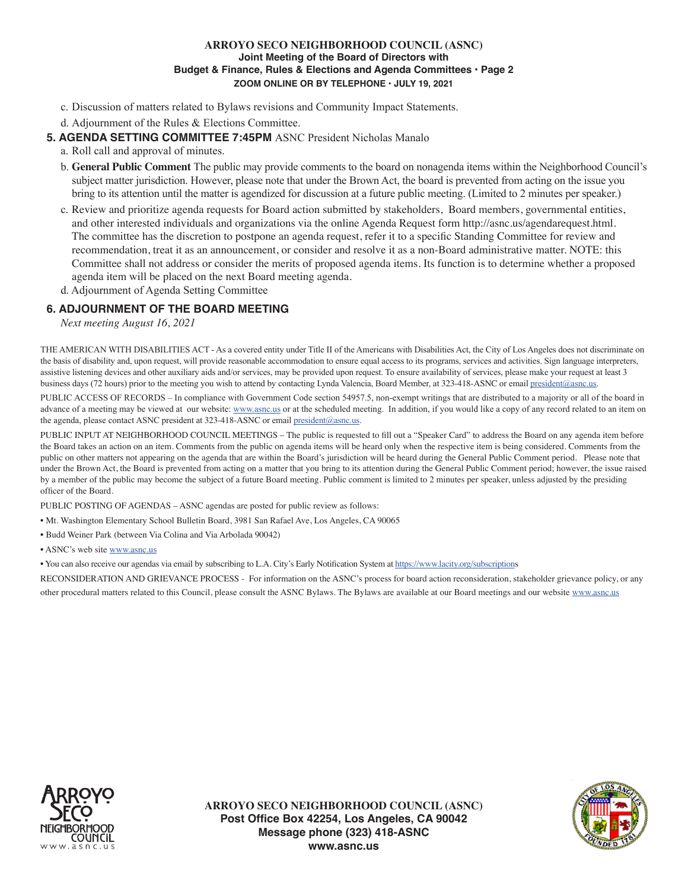c. Discussion of matters related to Bylaws revisions and Community Impact Statements.

d. Adjournment of the Rules & Elections Committee.

## 5. AGENDA SETTING COMMITTEE 7:45PM ASNC President Nicholas Manalo

a. Roll call and approval of minutes.

b. **General Public Comment** The public may provide comments to the board on nonagenda items within the Neighborhood Council's subject matter jurisdiction. However, please note that under the Brown Act, the board is prevented from acting on the issue you bring to its attention until the matter is agendized for discussion at a future public meeting. (Limited to 2 minutes per speaker.)

c. Review and prioritize agenda requests for Board action submitted by stakeholders, Board members, governmental entities, and other interested individuals and organizations via the online Agenda Request form http://asnc.us/agendarequest.html. The committee has the discretion to postpone an agenda request, refer it to a specific Standing Committee for review and recommendation, treat it as an announcement, or consider and resolve it as a non-Board administrative matter. NOTE: this Committee shall not address or consider the merits of proposed agenda items. Its function is to determine whether a proposed agenda item will be placed on the next Board meeting agenda.

d. Adjournment of Agenda Setting Committee

## 6. ADJOURNMENT OF THE BOARD MEETING

*Next meeting August 16, 2021*

THE AMERICAN WITH DISABILITIES ACT - As a covered entity under Title II of the Americans with Disabilities Act, the City of Los Angeles does not discriminate on the basis of disability and, upon request, will provide reasonable accommodation to ensure equal access to its programs, services and activities. Sign language interpreters, assistive listening devices and other auxiliary aids and/or services, may be provided upon request. To ensure availability of services, please make your request at least 3 business days (72 hours) prior to the meeting you wish to attend by contacting Lynda Valencia, Board Member, at 323-418-ASNC or email president@asnc.us.

PUBLIC ACCESS OF RECORDS – In compliance with Government Code section 54957.5, non-exempt writings that are distributed to a majority or all of the board in advance of a meeting may be viewed at our website: www.asnc.us or at the scheduled meeting. In addition, if you would like a copy of any record related to an item on the agenda, please contact ASNC president at 323-418-ASNC or email president@asnc.us.

PUBLIC INPUT AT NEIGHBORHOOD COUNCIL MEETINGS – The public is requested to fill out a "Speaker Card" to address the Board on any agenda item before the Board takes an action on an item. Comments from the public on agenda items will be heard only when the respective item is being considered. Comments from the public on other matters not appearing on the agenda that are within the Board's jurisdiction will be heard during the General Public Comment period. Please note that under the Brown Act, the Board is prevented from acting on a matter that you bring to its attention during the General Public Comment period; however, the issue raised by a member of the public may become the subject of a future Board meeting. Public comment is limited to 2 minutes per speaker, unless adjusted by the presiding officer of the Board.

PUBLIC POSTING OF AGENDAS – ASNC agendas are posted for public review as follows:

- Mt. Washington Elementary School Bulletin Board, 3981 San Rafael Ave, Los Angeles, CA 90065
- Budd Weiner Park (between Via Colina and Via Arbolada 90042)
- ASNC's web site www.asnc.us
- You can also receive our agendas via email by subscribing to L.A. City's Early Notification System at https://www.lacity.org/subscriptions

RECONSIDERATION AND GRIEVANCE PROCESS - For information on the ASNC's process for board action reconsideration, stakeholder grievance policy, or any other procedural matters related to this Council, please consult the ASNC Bylaws. The Bylaws are available at our Board meetings and our website www.asnc.us

**ARROYO SECO NEIGHBORHOOD COUNCIL (ASNC)**
**Post Office Box 42254, Los Angeles, CA 90042**
**Message phone (323) 418-ASNC**
**www.asnc.us**